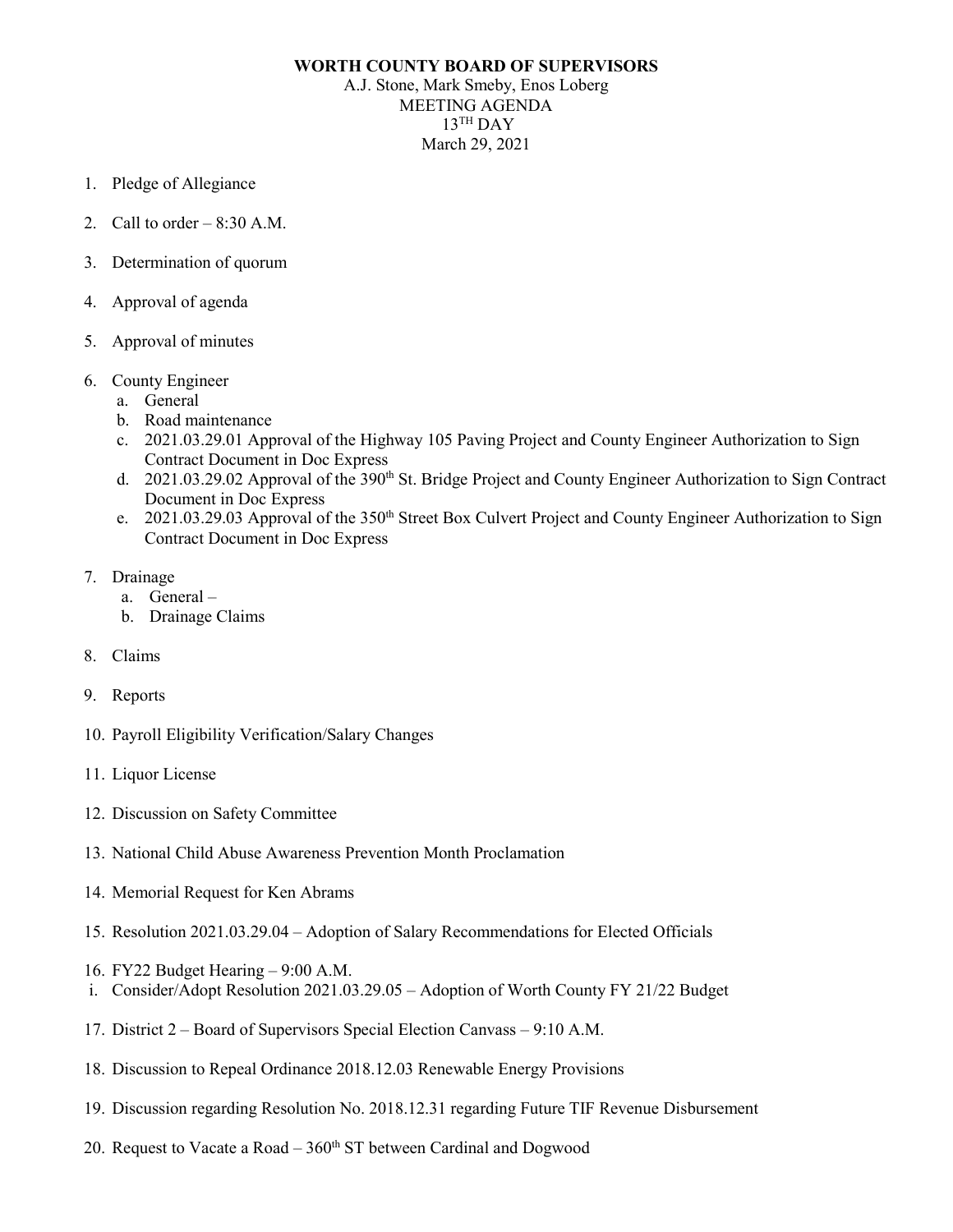**WORTH COUNTY BOARD OF SUPERVISORS**

A.J. Stone, Mark Smeby, Enos Loberg

MEETING AGENDA

13TH DAY

March 29, 2021

1. Pledge of Allegiance

2. Call to order – 8:30 A.M.

3. Determination of quorum

4. Approval of agenda

5. Approval of minutes

6. County Engineer
   a. General
   b. Road maintenance
   c. 2021.03.29.01 Approval of the Highway 105 Paving Project and County Engineer Authorization to Sign Contract Document in Doc Express
   d. 2021.03.29.02 Approval of the 390th St. Bridge Project and County Engineer Authorization to Sign Contract Document in Doc Express
   e. 2021.03.29.03 Approval of the 350th Street Box Culvert Project and County Engineer Authorization to Sign Contract Document in Doc Express

7. Drainage
   a. General –
   b. Drainage Claims

8. Claims

9. Reports

10. Payroll Eligibility Verification/Salary Changes

11. Liquor License

12. Discussion on Safety Committee

13. National Child Abuse Awareness Prevention Month Proclamation

14. Memorial Request for Ken Abrams

15. Resolution 2021.03.29.04 – Adoption of Salary Recommendations for Elected Officials

16. FY22 Budget Hearing – 9:00 A.M.
    i. Consider/Adopt Resolution 2021.03.29.05 – Adoption of Worth County FY 21/22 Budget

17. District 2 – Board of Supervisors Special Election Canvass – 9:10 A.M.

18. Discussion to Repeal Ordinance 2018.12.03 Renewable Energy Provisions

19. Discussion regarding Resolution No. 2018.12.31 regarding Future TIF Revenue Disbursement

20. Request to Vacate a Road – 360th ST between Cardinal and Dogwood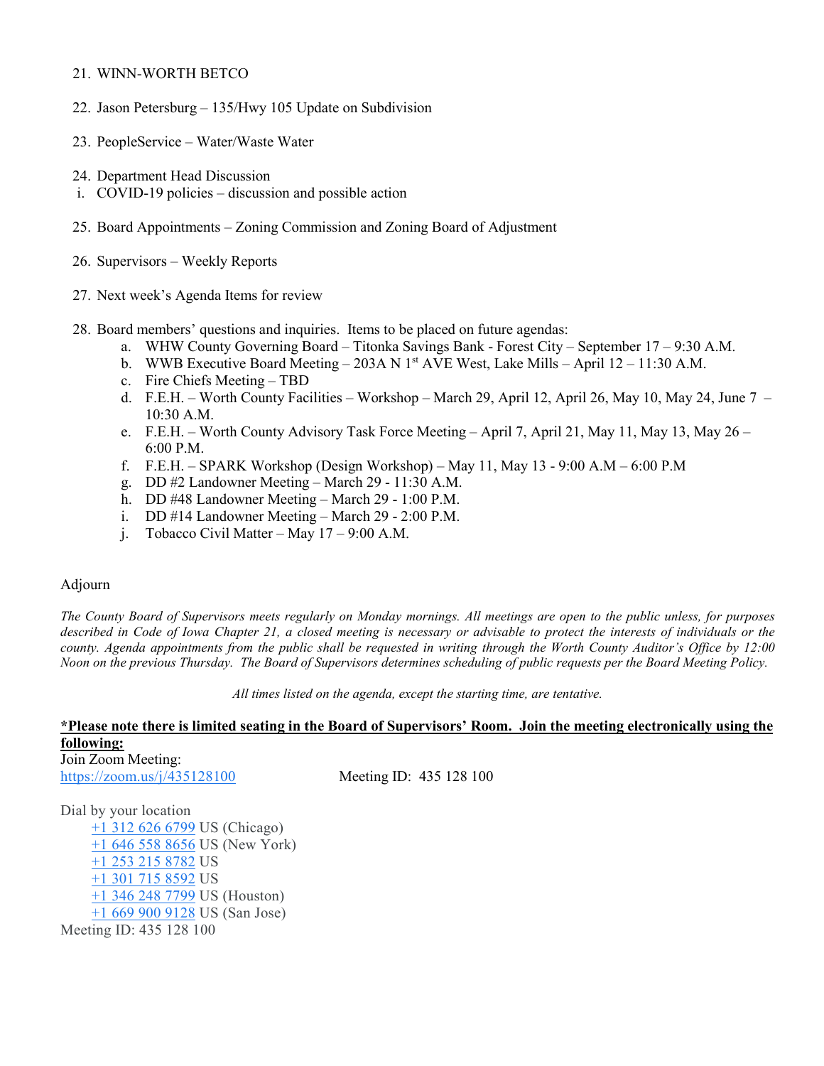21. WINN-WORTH BETCO

22. Jason Petersburg – 135/Hwy 105 Update on Subdivision

23. PeopleService – Water/Waste Water

24. Department Head Discussion
    i. COVID-19 policies – discussion and possible action

25. Board Appointments – Zoning Commission and Zoning Board of Adjustment

26. Supervisors – Weekly Reports

27. Next week's Agenda Items for review

28. Board members' questions and inquiries. Items to be placed on future agendas:
    a. WHW County Governing Board – Titonka Savings Bank - Forest City – September 17 – 9:30 A.M.
    b. WWB Executive Board Meeting – 203A N 1st AVE West, Lake Mills – April 12 – 11:30 A.M.
    c. Fire Chiefs Meeting – TBD
    d. F.E.H. – Worth County Facilities – Workshop – March 29, April 12, April 26, May 10, May 24, June 7 – 10:30 A.M.
    e. F.E.H. – Worth County Advisory Task Force Meeting – April 7, April 21, May 11, May 13, May 26 – 6:00 P.M.
    f. F.E.H. – SPARK Workshop (Design Workshop) – May 11, May 13 - 9:00 A.M – 6:00 P.M
    g. DD #2 Landowner Meeting – March 29 - 11:30 A.M.
    h. DD #48 Landowner Meeting – March 29 - 1:00 P.M.
    i. DD #14 Landowner Meeting – March 29 - 2:00 P.M.
    j. Tobacco Civil Matter – May 17 – 9:00 A.M.

Adjourn

*The County Board of Supervisors meets regularly on Monday mornings. All meetings are open to the public unless, for purposes described in Code of Iowa Chapter 21, a closed meeting is necessary or advisable to protect the interests of individuals or the county. Agenda appointments from the public shall be requested in writing through the Worth County Auditor's Office by 12:00 Noon on the previous Thursday. The Board of Supervisors determines scheduling of public requests per the Board Meeting Policy.*

*All times listed on the agenda, except the starting time, are tentative.*

**\*Please note there is limited seating in the Board of Supervisors' Room. Join the meeting electronically using the following:**

Join Zoom Meeting:
https://zoom.us/j/435128100 Meeting ID: 435 128 100

Dial by your location
+1 312 626 6799 US (Chicago)
+1 646 558 8656 US (New York)
+1 253 215 8782 US
+1 301 715 8592 US
+1 346 248 7799 US (Houston)
+1 669 900 9128 US (San Jose)
Meeting ID: 435 128 100